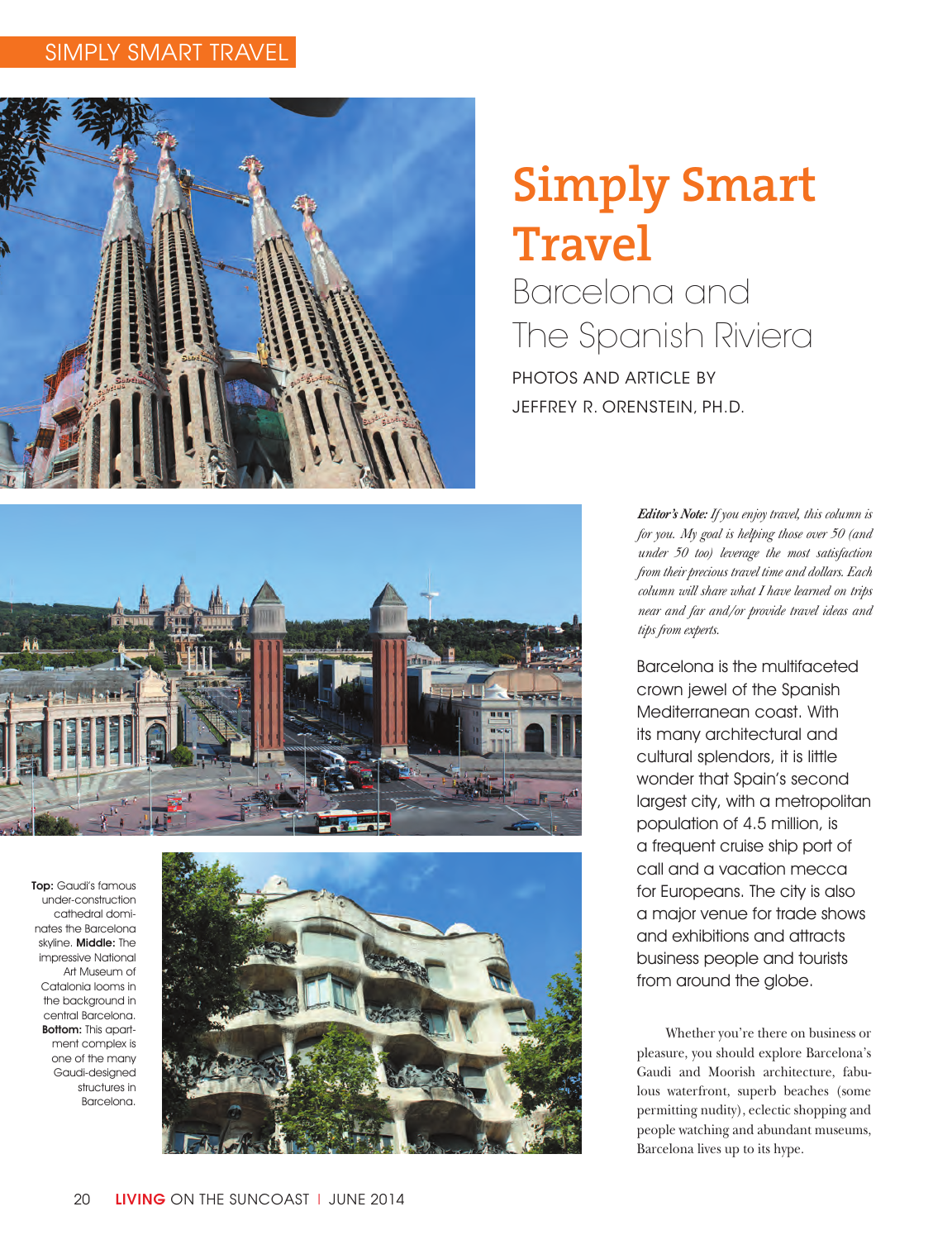# Simply Smart Travel

## Barcelona and The Spanish Riviera

PHOTOS AND ARTICLE BY
JEFFREY R. ORENSTEIN, PH.D.

***Editor's Note:*** *If you enjoy travel, this column is for you. My goal is helping those over 50 (and under 50 too) leverage the most satisfaction from their precious travel time and dollars. Each column will share what I have learned on trips near and far and/or provide travel ideas and tips from experts.*

Barcelona is the multifaceted crown jewel of the Spanish Mediterranean coast. With its many architectural and cultural splendors, it is little wonder that Spain's second largest city, with a metropolitan population of 4.5 million, is a frequent cruise ship port of call and a vacation mecca for Europeans. The city is also a major venue for trade shows and exhibitions and attracts business people and tourists from around the globe.

Whether you're there on business or pleasure, you should explore Barcelona's Gaudi and Moorish architecture, fabulous waterfront, superb beaches (some permitting nudity), eclectic shopping and people watching and abundant museums, Barcelona lives up to its hype.

**Top:** Gaudi's famous under-construction cathedral dominates the Barcelona skyline. **Middle:** The impressive National Art Museum of Catalonia looms in the background in central Barcelona. **Bottom:** This apartment complex is one of the many Gaudi-designed structures in Barcelona.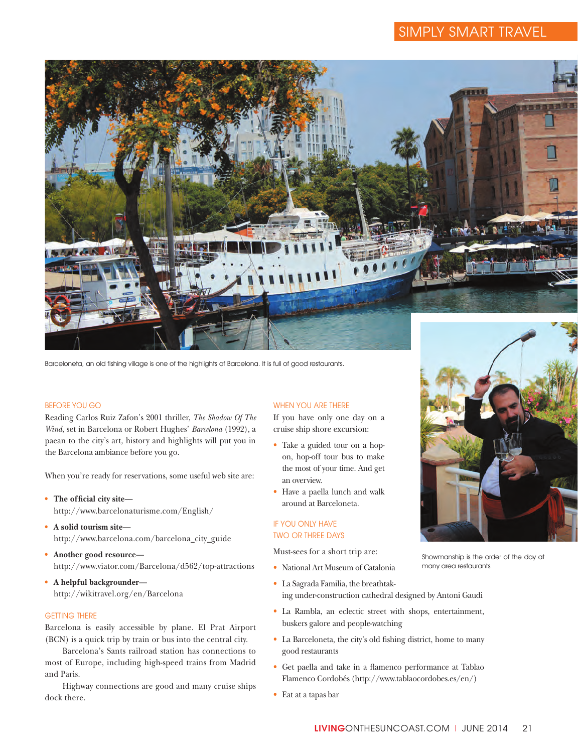Barceloneta, an old fishing village is one of the highlights of Barcelona. It is full of good restaurants.

## BEFORE YOU GO

Reading Carlos Ruiz Zafon's 2001 thriller, *The Shadow Of The Wind,* set in Barcelona or Robert Hughes' *Barcelona* (1992), a paean to the city's art, history and highlights will put you in the Barcelona ambiance before you go.

When you're ready for reservations, some useful web site are:

- **The official city site—** http://www.barcelonaturisme.com/English/
- **A solid tourism site—** http://www.barcelona.com/barcelona_city_guide
- **Another good resource—** http://www.viator.com/Barcelona/d562/top-attractions
- **A helpful backgrounder—** http://wikitravel.org/en/Barcelona

## GETTING THERE

Barcelona is easily accessible by plane. El Prat Airport (BCN) is a quick trip by train or bus into the central city.

Barcelona's Sants railroad station has connections to most of Europe, including high-speed trains from Madrid and Paris.

Highway connections are good and many cruise ships dock there.

## WHEN YOU ARE THERE

If you have only one day on a cruise ship shore excursion:

- Take a guided tour on a hop-on, hop-off tour bus to make the most of your time. And get an overview.
- Have a paella lunch and walk around at Barceloneta.

## IF YOU ONLY HAVE TWO OR THREE DAYS

Must-sees for a short trip are:

- National Art Museum of Catalonia
- La Sagrada Familia, the breathtaking under-construction cathedral designed by Antoni Gaudi
- La Rambla, an eclectic street with shops, entertainment, buskers galore and people-watching
- La Barceloneta, the city's old fishing district, home to many good restaurants
- Get paella and take in a flamenco performance at Tablao Flamenco Cordobés (http://www.tablaocordobes.es/en/)
- Eat at a tapas bar

Showmanship is the order of the day at many area restaurants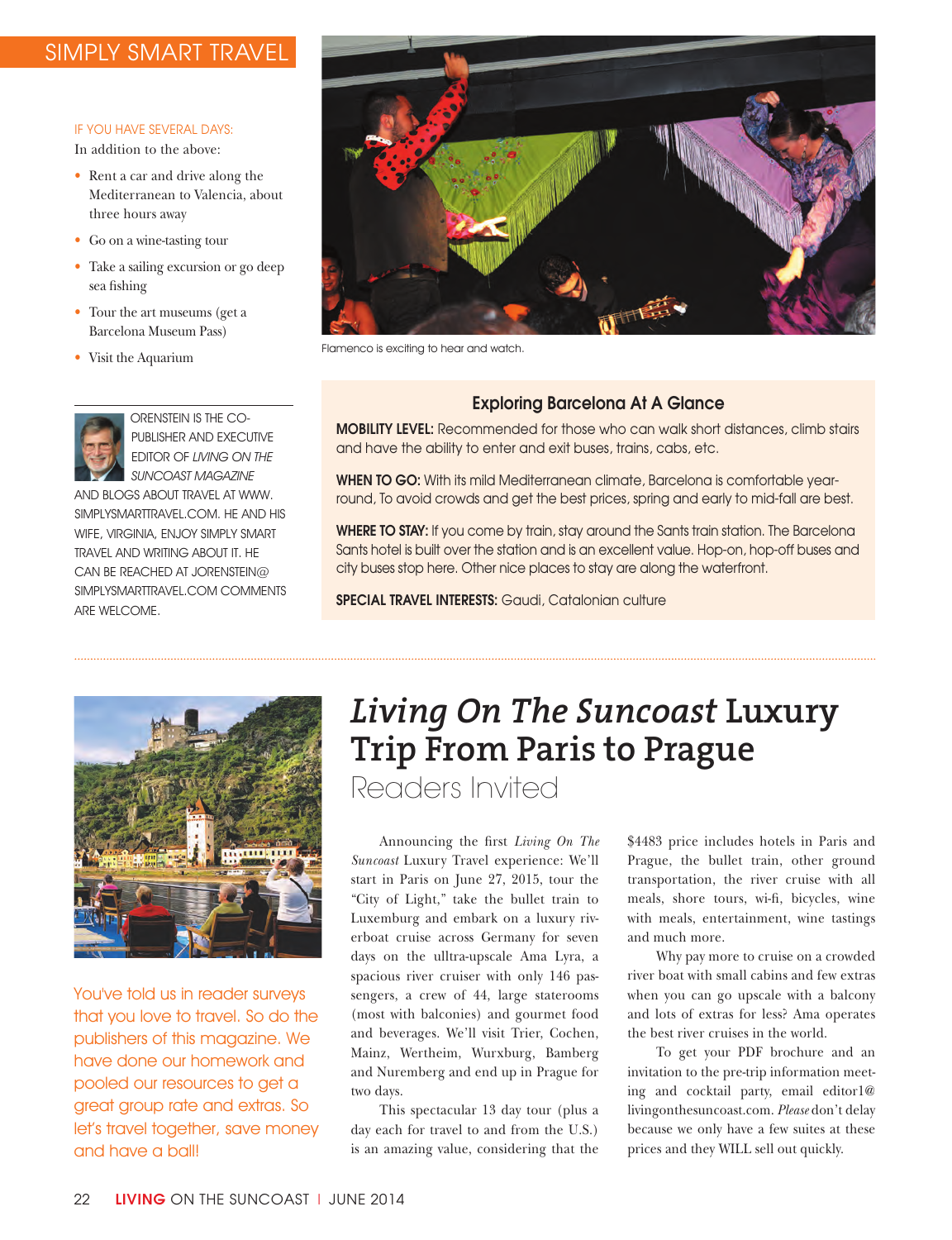## SIMPLY SMART TRAVEL

IF YOU HAVE SEVERAL DAYS:

In addition to the above:

- Rent a car and drive along the Mediterranean to Valencia, about three hours away
- Go on a wine-tasting tour
- Take a sailing excursion or go deep sea fishing
- Tour the art museums (get a Barcelona Museum Pass)
- Visit the Aquarium

ORENSTEIN IS THE CO-PUBLISHER AND EXECUTIVE EDITOR OF *LIVING ON THE SUNCOAST MAGAZINE* AND BLOGS ABOUT TRAVEL AT WWW.SIMPLYSMARTTRAVEL.COM. HE AND HIS WIFE, VIRGINIA, ENJOY SIMPLY SMART TRAVEL AND WRITING ABOUT IT. HE CAN BE REACHED AT JORENSTEIN@SIMPLYSMARTTRAVEL.COM COMMENTS ARE WELCOME.

Flamenco is exciting to hear and watch.

### Exploring Barcelona At A Glance

**MOBILITY LEVEL:** Recommended for those who can walk short distances, climb stairs and have the ability to enter and exit buses, trains, cabs, etc.

**WHEN TO GO:** With its mild Mediterranean climate, Barcelona is comfortable year-round, To avoid crowds and get the best prices, spring and early to mid-fall are best.

**WHERE TO STAY:** If you come by train, stay around the Sants train station. The Barcelona Sants hotel is built over the station and is an excellent value. Hop-on, hop-off buses and city buses stop here. Other nice places to stay are along the waterfront.

**SPECIAL TRAVEL INTERESTS:** Gaudi, Catalonian culture

---

# *Living On The Suncoast* Luxury Trip From Paris to Prague

## Readers Invited

You've told us in reader surveys that you love to travel. So do the publishers of this magazine. We have done our homework and pooled our resources to get a great group rate and extras. So let's travel together, save money and have a ball!

Announcing the first *Living On The Suncoast* Luxury Travel experience: We'll start in Paris on June 27, 2015, tour the "City of Light," take the bullet train to Luxemburg and embark on a luxury riverboat cruise across Germany for seven days on the ultra-upscale Ama Lyra, a spacious river cruiser with only 146 passengers, a crew of 44, large staterooms (most with balconies) and gourmet food and beverages. We'll visit Trier, Cochen, Mainz, Wertheim, Wurxburg, Bamberg and Nuremberg and end up in Prague for two days.

This spectacular 13 day tour (plus a day each for travel to and from the U.S.) is an amazing value, considering that the $4483 price includes hotels in Paris and Prague, the bullet train, other ground transportation, the river cruise with all meals, shore tours, wi-fi, bicycles, wine with meals, entertainment, wine tastings and much more.

Why pay more to cruise on a crowded river boat with small cabins and few extras when you can go upscale with a balcony and lots of extras for less? Ama operates the best river cruises in the world.

To get your PDF brochure and an invitation to the pre-trip information meeting and cocktail party, email editor1@livingonthesuncoast.com. *Please* don't delay because we only have a few suites at these prices and they WILL sell out quickly.